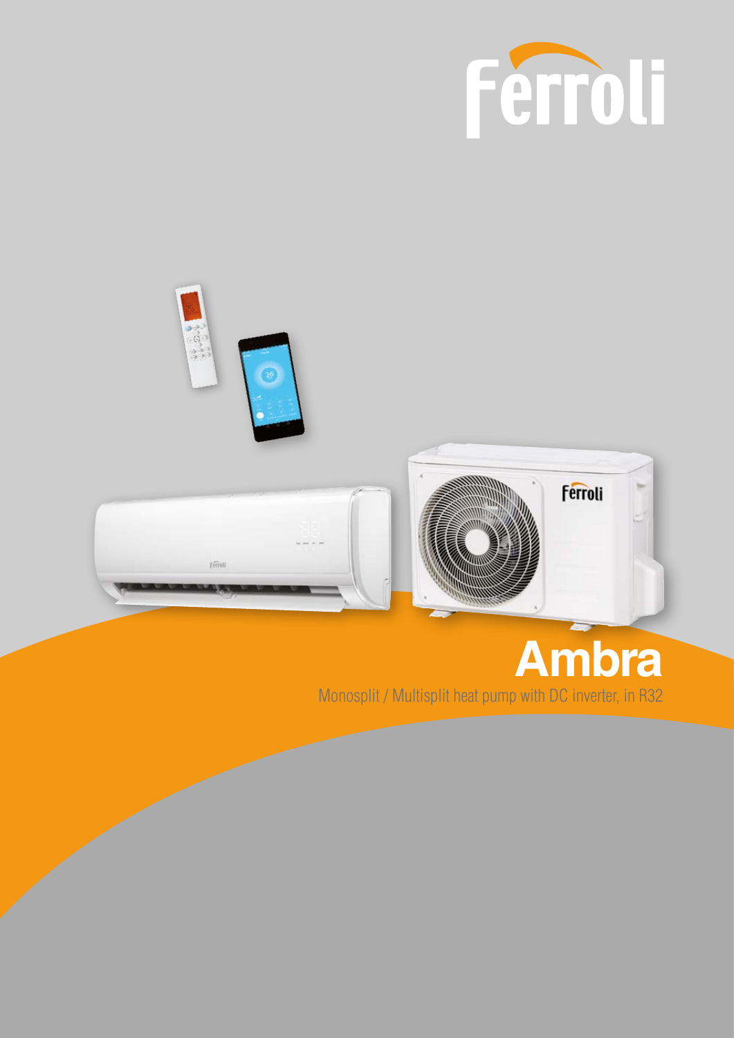Ferroli

# Ambra

Monosplit / Multisplit heat pump with DC inverter, in R32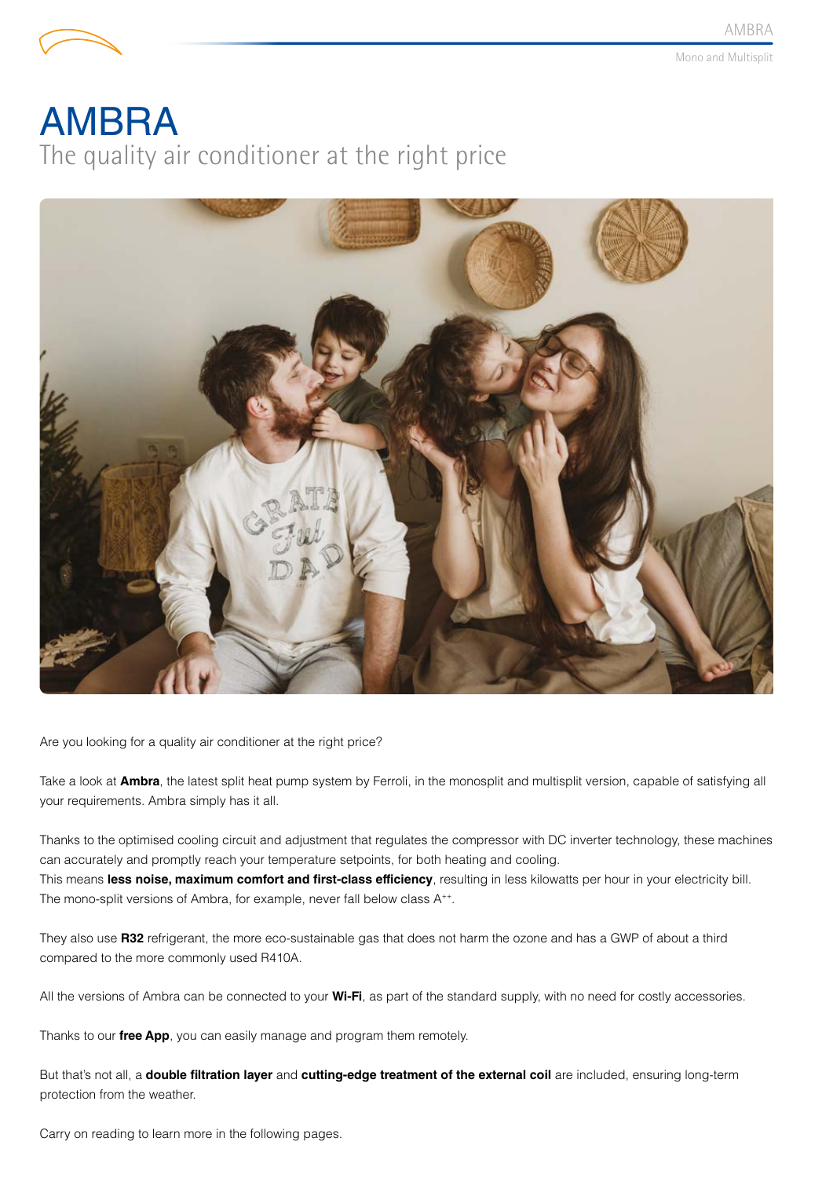# AMBRA

## The quality air conditioner at the right price

Are you looking for a quality air conditioner at the right price?

Take a look at **Ambra**, the latest split heat pump system by Ferroli, in the monosplit and multisplit version, capable of satisfying all your requirements. Ambra simply has it all.

Thanks to the optimised cooling circuit and adjustment that regulates the compressor with DC inverter technology, these machines can accurately and promptly reach your temperature setpoints, for both heating and cooling.
This means **less noise, maximum comfort and first-class efficiency**, resulting in less kilowatts per hour in your electricity bill. The mono-split versions of Ambra, for example, never fall below class A$^{++}$.

They also use **R32** refrigerant, the more eco-sustainable gas that does not harm the ozone and has a GWP of about a third compared to the more commonly used R410A.

All the versions of Ambra can be connected to your **Wi-Fi**, as part of the standard supply, with no need for costly accessories.

Thanks to our **free App**, you can easily manage and program them remotely.

But that's not all, a **double filtration layer** and **cutting-edge treatment of the external coil** are included, ensuring long-term protection from the weather.

Carry on reading to learn more in the following pages.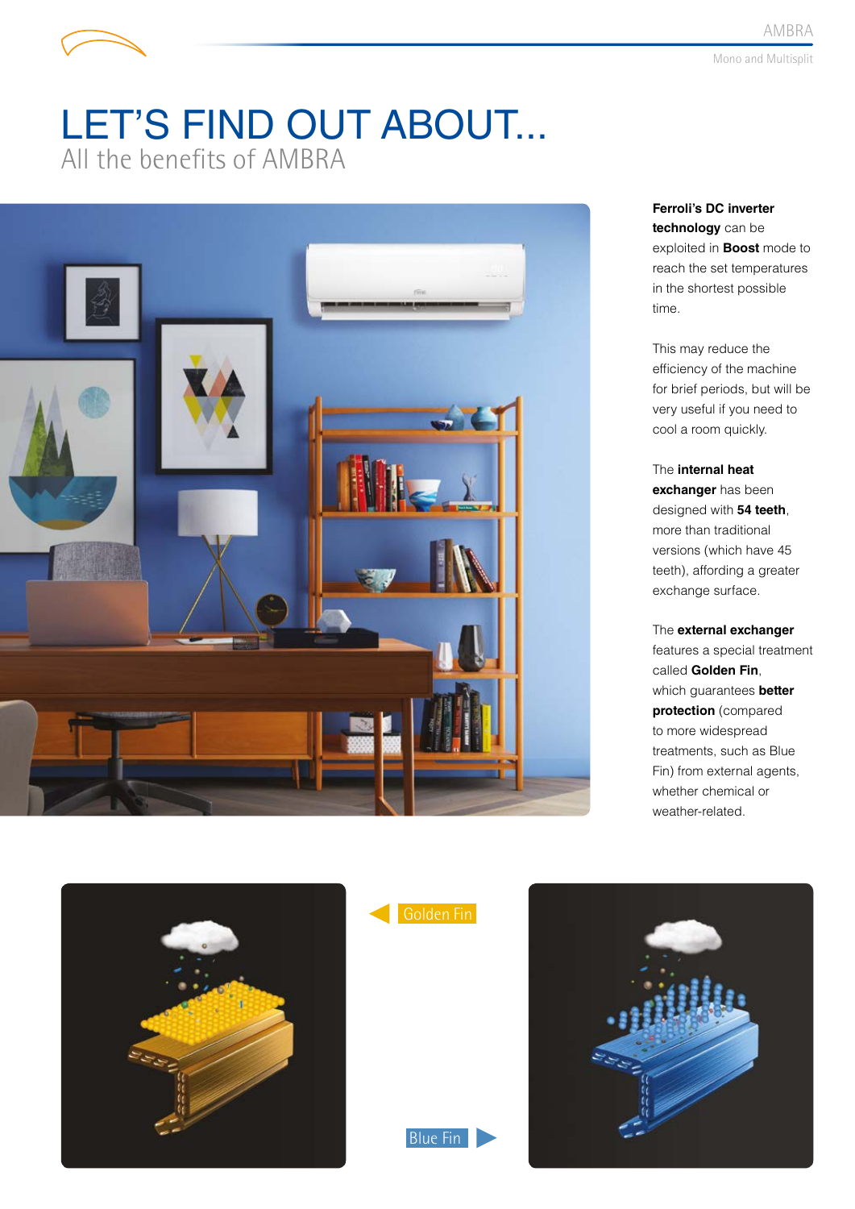# LET'S FIND OUT ABOUT...

## All the benefits of AMBRA

**Ferroli's DC inverter technology** can be exploited in **Boost** mode to reach the set temperatures in the shortest possible time.

This may reduce the efficiency of the machine for brief periods, but will be very useful if you need to cool a room quickly.

The **internal heat exchanger** has been designed with **54 teeth**, more than traditional versions (which have 45 teeth), affording a greater exchange surface.

The **external exchanger** features a special treatment called **Golden Fin**, which guarantees **better protection** (compared to more widespread treatments, such as Blue Fin) from external agents, whether chemical or weather-related.

Golden Fin

Blue Fin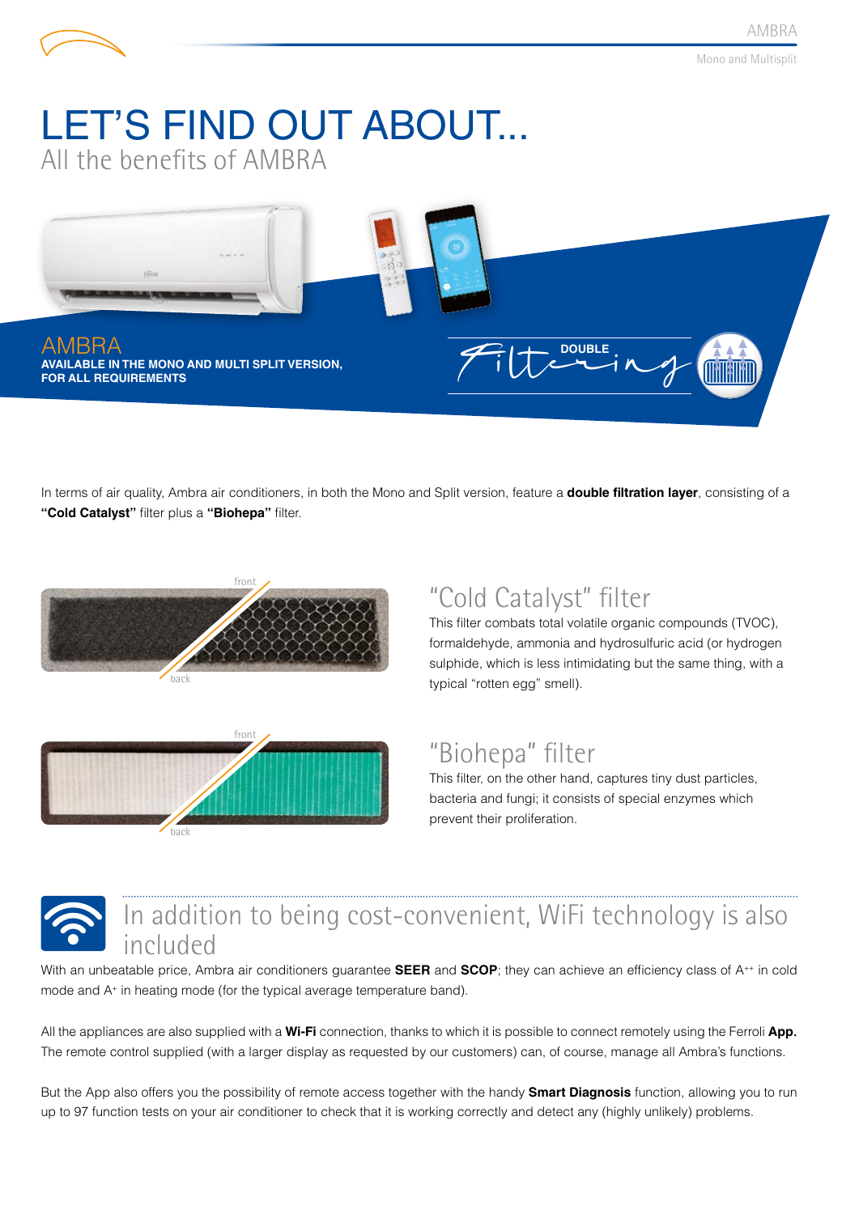# LET'S FIND OUT ABOUT...

## All the benefits of AMBRA

AMBRA
**AVAILABLE IN THE MONO AND MULTI SPLIT VERSION, FOR ALL REQUIREMENTS**

DOUBLE Filtering

In terms of air quality, Ambra air conditioners, in both the Mono and Split version, feature a **double filtration layer**, consisting of a **"Cold Catalyst"** filter plus a **"Biohepa"** filter.

front
back

### "Cold Catalyst" filter

This filter combats total volatile organic compounds (TVOC), formaldehyde, ammonia and hydrosulfuric acid (or hydrogen sulphide, which is less intimidating but the same thing, with a typical "rotten egg" smell).

front
back

### "Biohepa" filter

This filter, on the other hand, captures tiny dust particles, bacteria and fungi; it consists of special enzymes which prevent their proliferation.

## In addition to being cost-convenient, WiFi technology is also included

With an unbeatable price, Ambra air conditioners guarantee **SEER** and **SCOP**; they can achieve an efficiency class of A$^{++}$ in cold mode and A$^{+}$ in heating mode (for the typical average temperature band).

All the appliances are also supplied with a **Wi-Fi** connection, thanks to which it is possible to connect remotely using the Ferroli **App.** The remote control supplied (with a larger display as requested by our customers) can, of course, manage all Ambra's functions.

But the App also offers you the possibility of remote access together with the handy **Smart Diagnosis** function, allowing you to run up to 97 function tests on your air conditioner to check that it is working correctly and detect any (highly unlikely) problems.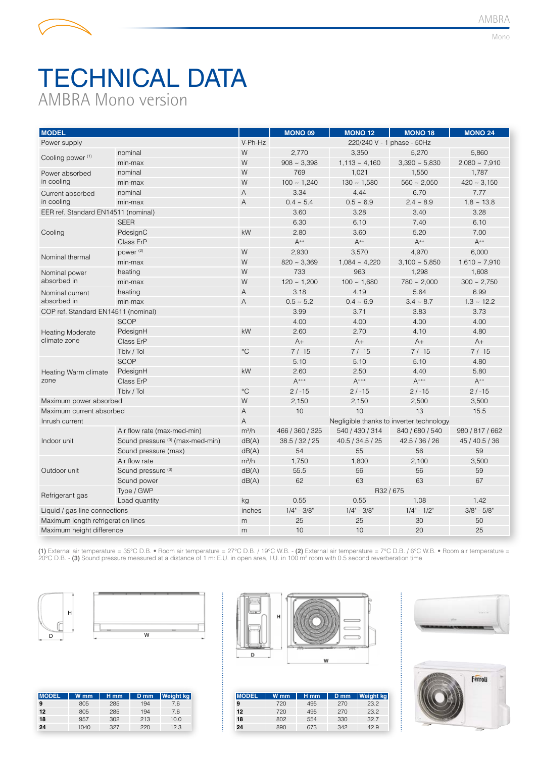# TECHNICAL DATA

## AMBRA Mono version

| MODEL | | | MONO 09 | MONO 12 | MONO 18 | MONO 24 |
|---|---|---|---|---|---|---|
| Power supply | | V-Ph-Hz | 220/240 V - 1 phase - 50Hz | | | |
| Cooling power (1) | nominal | W | 2,770 | 3,350 | 5,270 | 5,860 |
| | min-max | W | 908 ~ 3,398 | 1,113 ~ 4,160 | 3,390 ~ 5,830 | 2,080 ~ 7,910 |
| Power absorbed in cooling | nominal | W | 769 | 1,021 | 1,550 | 1,787 |
| | min-max | W | 100 ~ 1,240 | 130 ~ 1,580 | 560 ~ 2,050 | 420 ~ 3,150 |
| Current absorbed in cooling | nominal | A | 3.34 | 4.44 | 6.70 | 7.77 |
| | min-max | A | 0.4 ~ 5.4 | 0.5 ~ 6.9 | 2.4 ~ 8.9 | 1.8 ~ 13.8 |
| EER ref. Standard EN14511 (nominal) | | | 3.60 | 3.28 | 3.40 | 3.28 |
| Cooling | SEER | | 6.30 | 6.10 | 7.40 | 6.10 |
| | PdesignC | kW | 2.80 | 3.60 | 5.20 | 7.00 |
| | Class ErP | | A++ | A++ | A++ | A++ |
| Nominal thermal | power (2) | W | 2,930 | 3,570 | 4,970 | 6,000 |
| | min-max | W | 820 ~ 3,369 | 1,084 ~ 4,220 | 3,100 ~ 5,850 | 1,610 ~ 7,910 |
| Nominal power absorbed in | heating | W | 733 | 963 | 1,298 | 1,608 |
| | min-max | W | 120 ~ 1,200 | 100 ~ 1,680 | 780 ~ 2,000 | 300 ~ 2,750 |
| Nominal current absorbed in | heating | A | 3.18 | 4.19 | 5.64 | 6.99 |
| | min-max | A | 0.5 ~ 5.2 | 0.4 ~ 6.9 | 3.4 ~ 8.7 | 1.3 ~ 12.2 |
| COP ref. Standard EN14511 (nominal) | | | 3.99 | 3.71 | 3.83 | 3.73 |
| Heating Moderate climate zone | SCOP | | 4.00 | 4.00 | 4.00 | 4.00 |
| | PdesignH | kW | 2.60 | 2.70 | 4.10 | 4.80 |
| | Class ErP | | A+ | A+ | A+ | A+ |
| | Tbiv / Tol | °C | -7 / -15 | -7 / -15 | -7 / -15 | -7 / -15 |
| Heating Warm climate zone | SCOP | | 5.10 | 5.10 | 5.10 | 4.80 |
| | PdesignH | kW | 2.60 | 2.50 | 4.40 | 5.80 |
| | Class ErP | | A+++ | A+++ | A+++ | A++ |
| | Tbiv / Tol | °C | 2 / -15 | 2 / -15 | 2 / -15 | 2 / -15 |
| Maximum power absorbed | | W | 2,150 | 2,150 | 2,500 | 3,500 |
| Maximum current absorbed | | A | 10 | 10 | 13 | 15.5 |
| Inrush current | | A | Negligible thanks to inverter technology | | | |
| Indoor unit | Air flow rate (max-med-min) | m³/h | 466 / 360 / 325 | 540 / 430 / 314 | 840 / 680 / 540 | 980 / 817 / 662 |
| | Sound pressure (3) (max-med-min) | dB(A) | 38.5 / 32 / 25 | 40.5 / 34.5 / 25 | 42.5 / 36 / 26 | 45 / 40.5 / 36 |
| | Sound pressure (max) | dB(A) | 54 | 55 | 56 | 59 |
| Outdoor unit | Air flow rate | m³/h | 1,750 | 1,800 | 2,100 | 3,500 |
| | Sound pressure (3) | dB(A) | 55.5 | 56 | 56 | 59 |
| | Sound power | dB(A) | 62 | 63 | 63 | 67 |
| Refrigerant gas | Type / GWP | | R32 / 675 | | | |
| | Load quantity | kg | 0.55 | 0.55 | 1.08 | 1.42 |
| Liquid / gas line connections | | inches | 1/4" - 3/8" | 1/4" - 3/8" | 1/4" - 1/2" | 3/8" - 5/8" |
| Maximum length refrigeration lines | | m | 25 | 25 | 30 | 50 |
| Maximum height difference | | m | 10 | 10 | 20 | 25 |

**(1)** External air temperature = 35°C D.B. • Room air temperature = 27°C D.B. / 19°C W.B. - **(2)** External air temperature = 7°C D.B. / 6°C W.B. • Room air temperature = 20°C D.B. - **(3)** Sound pressure measured at a distance of 1 m: E.U. in open area, I.U. in 100 m³ room with 0.5 second reverberation time

| MODEL | W mm | H mm | D mm | Weight kg |
|---|---|---|---|---|
| **9** | 805 | 285 | 194 | 7.6 |
| **12** | 805 | 285 | 194 | 7.6 |
| **18** | 957 | 302 | 213 | 10.0 |
| **24** | 1040 | 327 | 220 | 12.3 |

| MODEL | W mm | H mm | D mm | Weight kg |
|---|---|---|---|---|
| **9** | 720 | 495 | 270 | 23.2 |
| **12** | 720 | 495 | 270 | 23.2 |
| **18** | 802 | 554 | 330 | 32.7 |
| **24** | 890 | 673 | 342 | 42.9 |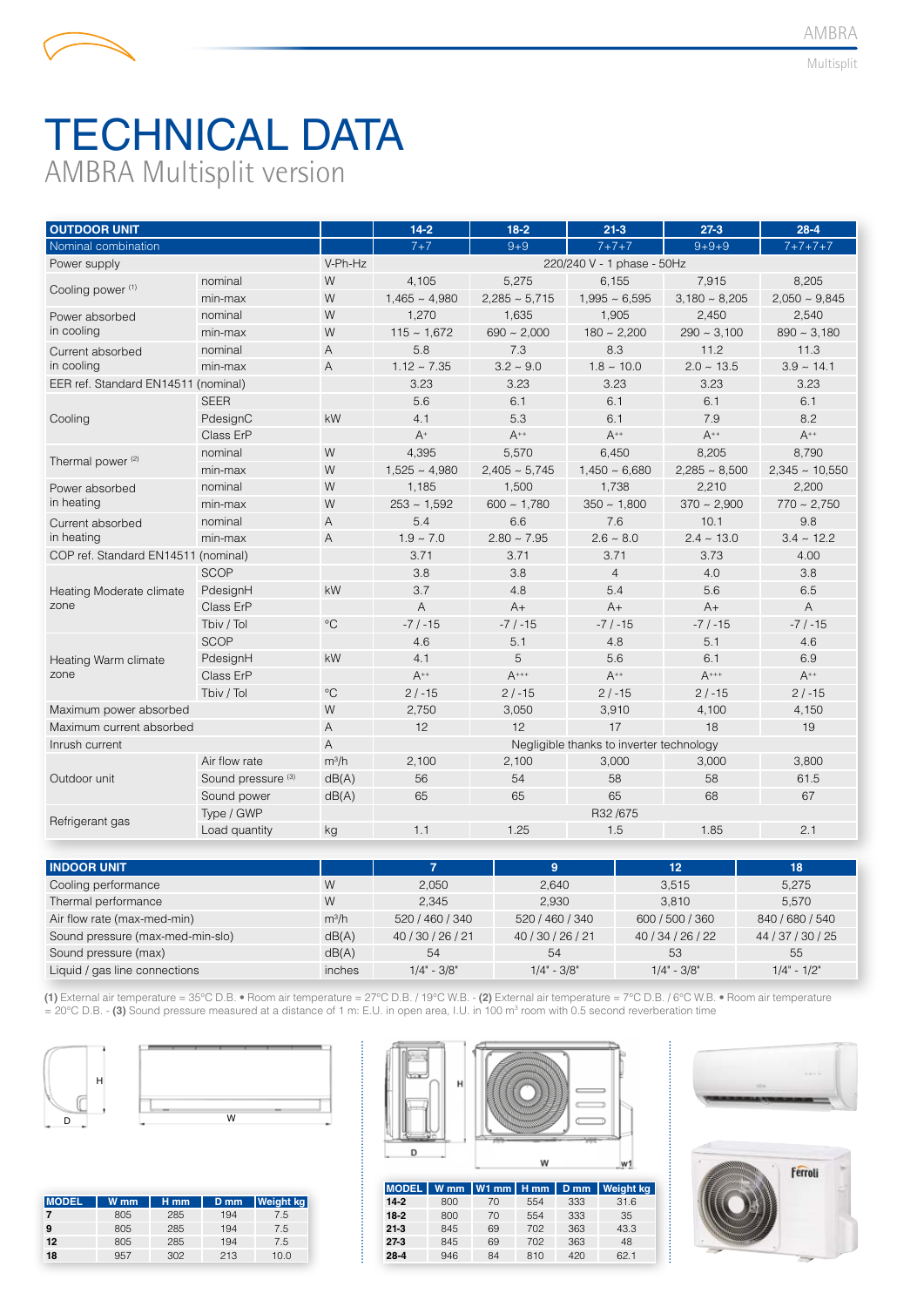# TECHNICAL DATA

## AMBRA Multisplit version

| OUTDOOR UNIT | | | 14-2 | 18-2 | 21-3 | 27-3 | 28-4 |
|---|---|---|---|---|---|---|---|
| Nominal combination | | | 7+7 | 9+9 | 7+7+7 | 9+9+9 | 7+7+7+7 |
| Power supply | | V-Ph-Hz | 220/240 V - 1 phase - 50Hz | | | | |
| Cooling power (1) | nominal | W | 4,105 | 5,275 | 6,155 | 7,915 | 8,205 |
| | min-max | W | 1,465 ~ 4,980 | 2,285 ~ 5,715 | 1,995 ~ 6,595 | 3,180 ~ 8,205 | 2,050 ~ 9,845 |
| Power absorbed in cooling | nominal | W | 1,270 | 1,635 | 1,905 | 2,450 | 2,540 |
| | min-max | W | 115 ~ 1,672 | 690 ~ 2,000 | 180 ~ 2,200 | 290 ~ 3,100 | 890 ~ 3,180 |
| Current absorbed in cooling | nominal | A | 5.8 | 7.3 | 8.3 | 11.2 | 11.3 |
| | min-max | A | 1.12 ~ 7.35 | 3.2 ~ 9.0 | 1.8 ~ 10.0 | 2.0 ~ 13.5 | 3.9 ~ 14.1 |
| EER ref. Standard EN14511 (nominal) | | | 3.23 | 3.23 | 3.23 | 3.23 | 3.23 |
| Cooling | SEER | | 5.6 | 6.1 | 6.1 | 6.1 | 6.1 |
| | PdesignC | kW | 4.1 | 5.3 | 6.1 | 7.9 | 8.2 |
| | Class ErP | | A+ | A++ | A++ | A++ | A++ |
| Thermal power (2) | nominal | W | 4,395 | 5,570 | 6,450 | 8,205 | 8,790 |
| | min-max | W | 1,525 ~ 4,980 | 2,405 ~ 5,745 | 1,450 ~ 6,680 | 2,285 ~ 8,500 | 2,345 ~ 10,550 |
| Power absorbed in heating | nominal | W | 1,185 | 1,500 | 1,738 | 2,210 | 2,200 |
| | min-max | W | 253 ~ 1,592 | 600 ~ 1,780 | 350 ~ 1,800 | 370 ~ 2,900 | 770 ~ 2,750 |
| Current absorbed in heating | nominal | A | 5.4 | 6.6 | 7.6 | 10.1 | 9.8 |
| | min-max | A | 1.9 ~ 7.0 | 2.80 ~ 7.95 | 2.6 ~ 8.0 | 2.4 ~ 13.0 | 3.4 ~ 12.2 |
| COP ref. Standard EN14511 (nominal) | | | 3.71 | 3.71 | 3.71 | 3.73 | 4.00 |
| Heating Moderate climate zone | SCOP | | 3.8 | 3.8 | 4 | 4.0 | 3.8 |
| | PdesignH | kW | 3.7 | 4.8 | 5.4 | 5.6 | 6.5 |
| | Class ErP | | A | A+ | A+ | A+ | A |
| | Tbiv / Tol | °C | -7 / -15 | -7 / -15 | -7 / -15 | -7 / -15 | -7 / -15 |
| Heating Warm climate zone | SCOP | | 4.6 | 5.1 | 4.8 | 5.1 | 4.6 |
| | PdesignH | kW | 4.1 | 5 | 5.6 | 6.1 | 6.9 |
| | Class ErP | | A++ | A+++ | A++ | A+++ | A++ |
| | Tbiv / Tol | °C | 2 / -15 | 2 / -15 | 2 / -15 | 2 / -15 | 2 / -15 |
| Maximum power absorbed | | W | 2,750 | 3,050 | 3,910 | 4,100 | 4,150 |
| Maximum current absorbed | | A | 12 | 12 | 17 | 18 | 19 |
| Inrush current | | A | Negligible thanks to inverter technology | | | | |
| Outdoor unit | Air flow rate | m³/h | 2,100 | 2,100 | 3,000 | 3,000 | 3,800 |
| | Sound pressure (3) | dB(A) | 56 | 54 | 58 | 58 | 61.5 |
| | Sound power | dB(A) | 65 | 65 | 65 | 68 | 67 |
| Refrigerant gas | Type / GWP | | R32 /675 | | | | |
| | Load quantity | kg | 1.1 | 1.25 | 1.5 | 1.85 | 2.1 |

| INDOOR UNIT | | 7 | 9 | 12 | 18 |
|---|---|---|---|---|---|
| Cooling performance | W | 2,050 | 2,640 | 3,515 | 5,275 |
| Thermal performance | W | 2,345 | 2,930 | 3,810 | 5,570 |
| Air flow rate (max-med-min) | m³/h | 520 / 460 / 340 | 520 / 460 / 340 | 600 / 500 / 360 | 840 / 680 / 540 |
| Sound pressure (max-med-min-slo) | dB(A) | 40 / 30 / 26 / 21 | 40 / 30 / 26 / 21 | 40 / 34 / 26 / 22 | 44 / 37 / 30 / 25 |
| Sound pressure (max) | dB(A) | 54 | 54 | 53 | 55 |
| Liquid / gas line connections | inches | 1/4" - 3/8" | 1/4" - 3/8" | 1/4" - 3/8" | 1/4" - 1/2" |

**(1)** External air temperature = 35°C D.B. • Room air temperature = 27°C D.B. / 19°C W.B. - **(2)** External air temperature = 7°C D.B. / 6°C W.B. • Room air temperature = 20°C D.B. - **(3)** Sound pressure measured at a distance of 1 m: E.U. in open area, I.U. in 100 m³ room with 0.5 second reverberation time

| MODEL | W mm | H mm | D mm | Weight kg |
|---|---|---|---|---|
| 7 | 805 | 285 | 194 | 7.5 |
| 9 | 805 | 285 | 194 | 7.5 |
| 12 | 805 | 285 | 194 | 7.5 |
| 18 | 957 | 302 | 213 | 10.0 |

| MODEL | W mm | W1 mm | H mm | D mm | Weight kg |
|---|---|---|---|---|---|
| 14-2 | 800 | 70 | 554 | 333 | 31.6 |
| 18-2 | 800 | 70 | 554 | 333 | 35 |
| 21-3 | 845 | 69 | 702 | 363 | 43.3 |
| 27-3 | 845 | 69 | 702 | 363 | 48 |
| 28-4 | 946 | 84 | 810 | 420 | 62.1 |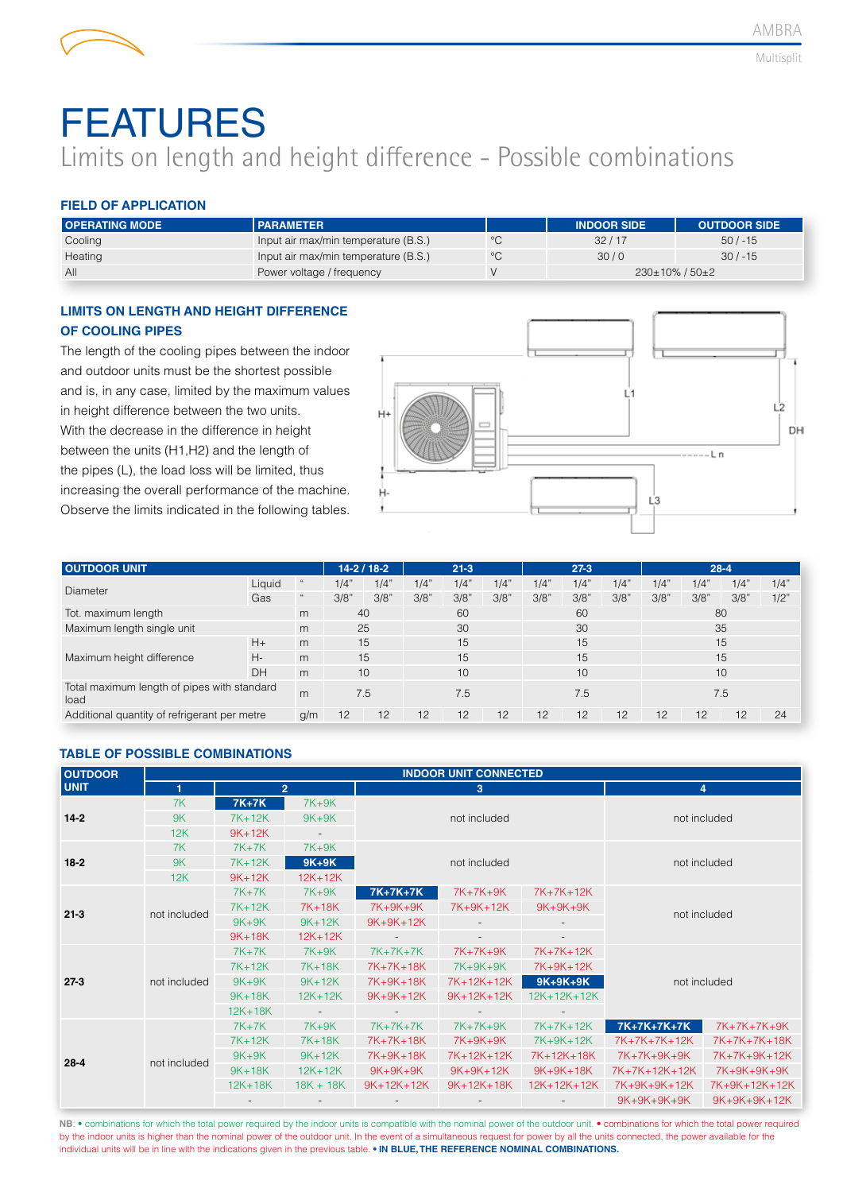# FEATURES

Limits on length and height difference - Possible combinations

### FIELD OF APPLICATION

| OPERATING MODE | PARAMETER | | INDOOR SIDE | OUTDOOR SIDE |
|---|---|---|---|---|
| Cooling | Input air max/min temperature (B.S.) | °C | 32 / 17 | 50 / -15 |
| Heating | Input air max/min temperature (B.S.) | °C | 30 / 0 | 30 / -15 |
| All | Power voltage / frequency | V | 230±10% / 50±2 | |

### LIMITS ON LENGTH AND HEIGHT DIFFERENCE OF COOLING PIPES

The length of the cooling pipes between the indoor and outdoor units must be the shortest possible and is, in any case, limited by the maximum values in height difference between the two units. With the decrease in the difference in height between the units (H1,H2) and the length of the pipes (L), the load loss will be limited, thus increasing the overall performance of the machine. Observe the limits indicated in the following tables.

| OUTDOOR UNIT | | | 14-2 / 18-2 | | 21-3 | | | 27-3 | | | 28-4 | | | |
|---|---|---|---|---|---|---|---|---|---|---|---|---|---|---|
| Diameter | Liquid | " | 1/4" | 1/4" | 1/4" | 1/4" | 1/4" | 1/4" | 1/4" | 1/4" | 1/4" | 1/4" | 1/4" | 1/4" |
| | Gas | " | 3/8" | 3/8" | 3/8" | 3/8" | 3/8" | 3/8" | 3/8" | 3/8" | 3/8" | 3/8" | 3/8" | 1/2" |
| Tot. maximum length | | m | 40 | | 60 | | | 60 | | | 80 | | | |
| Maximum length single unit | | m | 25 | | 30 | | | 30 | | | 35 | | | |
| Maximum height difference | H+ | m | 15 | | 15 | | | 15 | | | 15 | | | |
| | H- | m | 15 | | 15 | | | 15 | | | 15 | | | |
| | DH | m | 10 | | 10 | | | 10 | | | 10 | | | |
| Total maximum length of pipes with standard load | | m | 7.5 | | 7.5 | | | 7.5 | | | 7.5 | | | |
| Additional quantity of refrigerant per metre | | g/m | 12 | 12 | 12 | 12 | 12 | 12 | 12 | 12 | 12 | 12 | 12 | 24 |

### TABLE OF POSSIBLE COMBINATIONS

| OUTDOOR UNIT | INDOOR UNIT CONNECTED | | | | | | | |
|---|---|---|---|---|---|---|---|---|
| | 1 | 2 | | 3 | | | 4 | |
| 14-2 | 7K | **7K+7K** | 7K+9K | not included | | | not included | |
| | 9K | 7K+12K | 9K+9K | | | | | |
| | 12K | 9K+12K | - | | | | | |
| 18-2 | 7K | 7K+7K | 7K+9K | not included | | | not included | |
| | 9K | 7K+12K | **9K+9K** | | | | | |
| | 12K | 9K+12K | 12K+12K | | | | | |
| 21-3 | not included | 7K+7K | 7K+9K | **7K+7K+7K** | 7K+7K+9K | 7K+7K+12K | not included | |
| | | 7K+12K | 7K+18K | 7K+9K+9K | 7K+9K+12K | 9K+9K+9K | | |
| | | 9K+9K | 9K+12K | 9K+9K+12K | - | - | | |
| | | 9K+18K | 12K+12K | - | - | - | | |
| 27-3 | not included | 7K+7K | 7K+9K | 7K+7K+7K | 7K+7K+9K | 7K+7K+12K | not included | |
| | | 7K+12K | 7K+18K | 7K+7K+18K | 7K+9K+9K | 7K+9K+12K | | |
| | | 9K+9K | 9K+12K | 7K+9K+18K | 7K+12K+12K | **9K+9K+9K** | | |
| | | 9K+18K | 12K+12K | 9K+9K+12K | 9K+12K+12K | 12K+12K+12K | | |
| | | 12K+18K | - | - | - | - | | |
| 28-4 | not included | 7K+7K | 7K+9K | 7K+7K+7K | 7K+7K+9K | 7K+7K+12K | **7K+7K+7K+7K** | 7K+7K+7K+9K |
| | | 7K+12K | 7K+18K | 7K+7K+18K | 7K+9K+9K | 7K+9K+12K | 7K+7K+7K+12K | 7K+7K+7K+18K |
| | | 9K+9K | 9K+12K | 7K+9K+18K | 7K+12K+12K | 7K+12K+18K | 7K+7K+9K+9K | 7K+7K+9K+12K |
| | | 9K+18K | 12K+12K | 9K+9K+9K | 9K+9K+12K | 9K+9K+18K | 7K+7K+12K+12K | 7K+9K+9K+9K |
| | | 12K+18K | 18K + 18K | 9K+12K+12K | 9K+12K+18K | 12K+12K+12K | 7K+9K+9K+12K | 7K+9K+12K+12K |
| | | - | - | - | - | - | 9K+9K+9K+9K | 9K+9K+9K+12K |

NB: • combinations for which the total power required by the indoor units is compatible with the nominal power of the outdoor unit. • combinations for which the total power required by the indoor units is higher than the nominal power of the outdoor unit. In the event of a simultaneous request for power by all the units connected, the power available for the individual units will be in line with the indications given in the previous table. • **IN BLUE, THE REFERENCE NOMINAL COMBINATIONS.**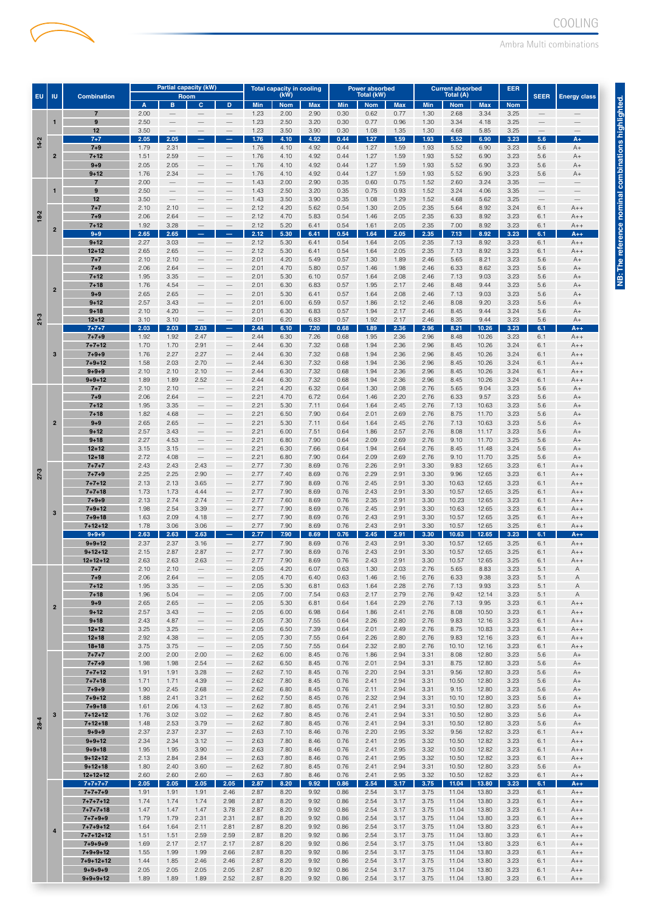# COOLING

Ambra Multi combinations

| EU | IU | Combination | Partial capacity (kW) Room A | B | C | D | Total capacity in cooling (kW) Min | Nom | Max | Power absorbed Total (kW) Min | Nom | Max | Current absorbed Total (A) Min | Nom | Max | EER Nom | SEER | Energy class |
|---|---|---|---|---|---|---|---|---|---|---|---|---|---|---|---|---|---|---|
| 14-2 | 1 | 7 | 2.00 | — | — | — | 1.23 | 2.00 | 2.90 | 0.30 | 0.62 | 0.77 | 1.30 | 2.68 | 3.34 | 3.25 | — | — |
| | | 9 | 2.50 | — | — | — | 1.23 | 2.50 | 3.20 | 0.30 | 0.77 | 0.96 | 1.30 | 3.34 | 4.18 | 3.25 | — | — |
| | | 12 | 3.50 | — | — | — | 1.23 | 3.50 | 3.90 | 0.30 | 1.08 | 1.35 | 1.30 | 4.68 | 5.85 | 3.25 | — | — |
| | 2 | **7+7** | **2.05** | **2.05** | **—** | **—** | **1.76** | **4.10** | **4.92** | **0.44** | **1.27** | **1.59** | **1.93** | **5.52** | **6.90** | **3.23** | **5.6** | **A+** |
| | | 7+9 | 1.79 | 2.31 | — | — | 1.76 | 4.10 | 4.92 | 0.44 | 1.27 | 1.59 | 1.93 | 5.52 | 6.90 | 3.23 | 5.6 | A+ |
| | | 7+12 | 1.51 | 2.59 | — | — | 1.76 | 4.10 | 4.92 | 0.44 | 1.27 | 1.59 | 1.93 | 5.52 | 6.90 | 3.23 | 5.6 | A+ |
| | | 9+9 | 2.05 | 2.05 | — | — | 1.76 | 4.10 | 4.92 | 0.44 | 1.27 | 1.59 | 1.93 | 5.52 | 6.90 | 3.23 | 5.6 | A+ |
| | | 9+12 | 1.76 | 2.34 | — | — | 1.76 | 4.10 | 4.92 | 0.44 | 1.27 | 1.59 | 1.93 | 5.52 | 6.90 | 3.23 | 5.6 | A+ |
| 18-2 | 1 | 7 | 2.00 | — | — | — | 1.43 | 2.00 | 2.90 | 0.35 | 0.60 | 0.75 | 1.52 | 2.60 | 3.24 | 3.35 | — | — |
| | | 9 | 2.50 | — | — | — | 1.43 | 2.50 | 3.20 | 0.35 | 0.75 | 0.93 | 1.52 | 3.24 | 4.06 | 3.35 | — | — |
| | | 12 | 3.50 | — | — | — | 1.43 | 3.50 | 3.90 | 0.35 | 1.08 | 1.29 | 1.52 | 4.68 | 5.62 | 3.25 | — | — |
| | 2 | 7+7 | 2.10 | 2.10 | — | — | 2.12 | 4.20 | 5.62 | 0.54 | 1.30 | 2.05 | 2.35 | 5.64 | 8.92 | 3.24 | 6.1 | A++ |
| | | 7+9 | 2.06 | 2.64 | — | — | 2.12 | 4.70 | 5.83 | 0.54 | 1.46 | 2.05 | 2.35 | 6.33 | 8.92 | 3.23 | 6.1 | A++ |
| | | 7+12 | 1.92 | 3.28 | — | — | 2.12 | 5.20 | 6.41 | 0.54 | 1.61 | 2.05 | 2.35 | 7.00 | 8.92 | 3.23 | 6.1 | A++ |
| | | **9+9** | **2.65** | **2.65** | **—** | **—** | **2.12** | **5.30** | **6.41** | **0.54** | **1.64** | **2.05** | **2.35** | **7.13** | **8.92** | **3.23** | **6.1** | **A++** |
| | | 9+12 | 2.27 | 3.03 | — | — | 2.12 | 5.30 | 6.41 | 0.54 | 1.64 | 2.05 | 2.35 | 7.13 | 8.92 | 3.23 | 6.1 | A++ |
| | | 12+12 | 2.65 | 2.65 | — | — | 2.12 | 5.30 | 6.41 | 0.54 | 1.64 | 2.05 | 2.35 | 7.13 | 8.92 | 3.23 | 6.1 | A++ |
| 21-3 | 2 | 7+7 | 2.10 | 2.10 | — | — | 2.01 | 4.20 | 5.49 | 0.57 | 1.30 | 1.89 | 2.46 | 5.65 | 8.21 | 3.23 | 5.6 | A+ |
| | | 7+9 | 2.06 | 2.64 | — | — | 2.01 | 4.70 | 5.80 | 0.57 | 1.46 | 1.98 | 2.46 | 6.33 | 8.62 | 3.23 | 5.6 | A+ |
| | | 7+12 | 1.95 | 3.35 | — | — | 2.01 | 5.30 | 6.10 | 0.57 | 1.64 | 2.08 | 2.46 | 7.13 | 9.03 | 3.23 | 5.6 | A+ |
| | | 7+18 | 1.76 | 4.54 | — | — | 2.01 | 6.30 | 6.83 | 0.57 | 1.95 | 2.17 | 2.46 | 8.48 | 9.44 | 3.23 | 5.6 | A+ |
| | | 9+9 | 2.65 | 2.65 | — | — | 2.01 | 5.30 | 6.41 | 0.57 | 1.64 | 2.08 | 2.46 | 7.13 | 9.03 | 3.23 | 5.6 | A+ |
| | | 9+12 | 2.57 | 3.43 | — | — | 2.01 | 6.00 | 6.59 | 0.57 | 1.86 | 2.12 | 2.46 | 8.08 | 9.20 | 3.23 | 5.6 | A+ |
| | | 9+18 | 2.10 | 4.20 | — | — | 2.01 | 6.30 | 6.83 | 0.57 | 1.94 | 2.17 | 2.46 | 8.45 | 9.44 | 3.24 | 5.6 | A+ |
| | | 12+12 | 3.10 | 3.10 | — | — | 2.01 | 6.20 | 6.83 | 0.57 | 1.92 | 2.17 | 2.46 | 8.35 | 9.44 | 3.23 | 5.6 | A+ |
| | 3 | **7+7+7** | **2.03** | **2.03** | **2.03** | **—** | **2.44** | **6.10** | **7.20** | **0.68** | **1.89** | **2.36** | **2.96** | **8.21** | **10.26** | **3.23** | **6.1** | **A++** |
| | | 7+7+9 | 1.92 | 1.92 | 2.47 | — | 2.44 | 6.30 | 7.26 | 0.68 | 1.95 | 2.36 | 2.96 | 8.48 | 10.26 | 3.23 | 6.1 | A++ |
| | | 7+7+12 | 1.70 | 1.70 | 2.91 | — | 2.44 | 6.30 | 7.32 | 0.68 | 1.94 | 2.36 | 2.96 | 8.45 | 10.26 | 3.24 | 6.1 | A++ |
| | | 7+9+9 | 1.76 | 2.27 | 2.27 | — | 2.44 | 6.30 | 7.32 | 0.68 | 1.94 | 2.36 | 2.96 | 8.45 | 10.26 | 3.24 | 6.1 | A++ |
| | | 7+9+12 | 1.58 | 2.03 | 2.70 | — | 2.44 | 6.30 | 7.32 | 0.68 | 1.94 | 2.36 | 2.96 | 8.45 | 10.26 | 3.24 | 6.1 | A++ |
| | | 9+9+9 | 2.10 | 2.10 | 2.10 | — | 2.44 | 6.30 | 7.32 | 0.68 | 1.94 | 2.36 | 2.96 | 8.45 | 10.26 | 3.24 | 6.1 | A++ |
| | | 9+9+12 | 1.89 | 1.89 | 2.52 | — | 2.44 | 6.30 | 7.32 | 0.68 | 1.94 | 2.36 | 2.96 | 8.45 | 10.26 | 3.24 | 6.1 | A++ |
| 27-3 | 2 | 7+7 | 2.10 | 2.10 | — | — | 2.21 | 4.20 | 6.32 | 0.64 | 1.30 | 2.08 | 2.76 | 5.65 | 9.04 | 3.23 | 5.6 | A+ |
| | | 7+9 | 2.06 | 2.64 | — | — | 2.21 | 4.70 | 6.72 | 0.64 | 1.46 | 2.20 | 2.76 | 6.33 | 9.57 | 3.23 | 5.6 | A+ |
| | | 7+12 | 1.95 | 3.35 | — | — | 2.21 | 5.30 | 7.11 | 0.64 | 1.64 | 2.45 | 2.76 | 7.13 | 10.63 | 3.23 | 5.6 | A+ |
| | | 7+18 | 1.82 | 4.68 | — | — | 2.21 | 6.50 | 7.90 | 0.64 | 2.01 | 2.69 | 2.76 | 8.75 | 11.70 | 3.23 | 5.6 | A+ |
| | | 9+9 | 2.65 | 2.65 | — | — | 2.21 | 5.30 | 7.11 | 0.64 | 1.64 | 2.45 | 2.76 | 7.13 | 10.63 | 3.23 | 5.6 | A+ |
| | | 9+12 | 2.57 | 3.43 | — | — | 2.21 | 6.00 | 7.51 | 0.64 | 1.86 | 2.57 | 2.76 | 8.08 | 11.17 | 3.23 | 5.6 | A+ |
| | | 9+18 | 2.27 | 4.53 | — | — | 2.21 | 6.80 | 7.90 | 0.64 | 2.09 | 2.69 | 2.76 | 9.10 | 11.70 | 3.25 | 5.6 | A+ |
| | | 12+12 | 3.15 | 3.15 | — | — | 2.21 | 6.30 | 7.66 | 0.64 | 1.94 | 2.64 | 2.76 | 8.45 | 11.48 | 3.24 | 5.6 | A+ |
| | | 12+18 | 2.72 | 4.08 | — | — | 2.21 | 6.80 | 7.90 | 0.64 | 2.09 | 2.69 | 2.76 | 9.10 | 11.70 | 3.25 | 5.6 | A+ |
| | 3 | 7+7+7 | 2.43 | 2.43 | 2.43 | — | 2.77 | 7.30 | 8.69 | 0.76 | 2.26 | 2.91 | 3.30 | 9.83 | 12.65 | 3.23 | 6.1 | A++ |
| | | 7+7+9 | 2.25 | 2.25 | 2.90 | — | 2.77 | 7.40 | 8.69 | 0.76 | 2.29 | 2.91 | 3.30 | 9.96 | 12.65 | 3.23 | 6.1 | A++ |
| | | 7+7+12 | 2.13 | 2.13 | 3.65 | — | 2.77 | 7.90 | 8.69 | 0.76 | 2.45 | 2.91 | 3.30 | 10.63 | 12.65 | 3.23 | 6.1 | A++ |
| | | 7+7+18 | 1.73 | 1.73 | 4.44 | — | 2.77 | 7.90 | 8.69 | 0.76 | 2.43 | 2.91 | 3.30 | 10.57 | 12.65 | 3.25 | 6.1 | A++ |
| | | 7+9+9 | 2.13 | 2.74 | 2.74 | — | 2.77 | 7.60 | 8.69 | 0.76 | 2.35 | 2.91 | 3.30 | 10.23 | 12.65 | 3.23 | 6.1 | A++ |
| | | 7+9+12 | 1.98 | 2.54 | 3.39 | — | 2.77 | 7.90 | 8.69 | 0.76 | 2.45 | 2.91 | 3.30 | 10.63 | 12.65 | 3.23 | 6.1 | A++ |
| | | 7+9+18 | 1.63 | 2.09 | 4.18 | — | 2.77 | 7.90 | 8.69 | 0.76 | 2.43 | 2.91 | 3.30 | 10.57 | 12.65 | 3.25 | 6.1 | A++ |
| | | 7+12+12 | 1.78 | 3.06 | 3.06 | — | 2.77 | 7.90 | 8.69 | 0.76 | 2.43 | 2.91 | 3.30 | 10.57 | 12.65 | 3.25 | 6.1 | A++ |
| | | **9+9+9** | **2.63** | **2.63** | **2.63** | **—** | **2.77** | **7.90** | **8.69** | **0.76** | **2.45** | **2.91** | **3.30** | **10.63** | **12.65** | **3.23** | **6.1** | **A++** |
| | | 9+9+12 | 2.37 | 2.37 | 3.16 | — | 2.77 | 7.90 | 8.69 | 0.76 | 2.43 | 2.91 | 3.30 | 10.57 | 12.65 | 3.25 | 6.1 | A++ |
| | | 9+12+12 | 2.15 | 2.87 | 2.87 | — | 2.77 | 7.90 | 8.69 | 0.76 | 2.43 | 2.91 | 3.30 | 10.57 | 12.65 | 3.25 | 6.1 | A++ |
| | | 12+12+12 | 2.63 | 2.63 | 2.63 | — | 2.77 | 7.90 | 8.69 | 0.76 | 2.43 | 2.91 | 3.30 | 10.57 | 12.65 | 3.25 | 6.1 | A++ |
| 28-4 | 2 | 7+7 | 2.10 | 2.10 | — | — | 2.05 | 4.20 | 6.07 | 0.63 | 1.30 | 2.03 | 2.76 | 5.65 | 8.83 | 3.23 | 5.1 | A |
| | | 7+9 | 2.06 | 2.64 | — | — | 2.05 | 4.70 | 6.40 | 0.63 | 1.46 | 2.16 | 2.76 | 6.33 | 9.38 | 3.23 | 5.1 | A |
| | | 7+12 | 1.95 | 3.35 | — | — | 2.05 | 5.30 | 6.81 | 0.63 | 1.64 | 2.28 | 2.76 | 7.13 | 9.93 | 3.23 | 5.1 | A |
| | | 7+18 | 1.96 | 5.04 | — | — | 2.05 | 7.00 | 7.54 | 0.63 | 2.17 | 2.79 | 2.76 | 9.42 | 12.14 | 3.23 | 5.1 | A |
| | | 9+9 | 2.65 | 2.65 | — | — | 2.05 | 5.30 | 6.81 | 0.64 | 1.64 | 2.29 | 2.76 | 7.13 | 9.95 | 3.23 | 6.1 | A++ |
| | | 9+12 | 2.57 | 3.43 | — | — | 2.05 | 6.00 | 6.98 | 0.64 | 1.86 | 2.41 | 2.76 | 8.08 | 10.50 | 3.23 | 6.1 | A++ |
| | | 9+18 | 2.43 | 4.87 | — | — | 2.05 | 7.30 | 7.55 | 0.64 | 2.26 | 2.80 | 2.76 | 9.83 | 12.16 | 3.23 | 6.1 | A++ |
| | | 12+12 | 3.25 | 3.25 | — | — | 2.05 | 6.50 | 7.39 | 0.64 | 2.01 | 2.49 | 2.76 | 8.75 | 10.83 | 3.23 | 6.1 | A++ |
| | | 12+18 | 2.92 | 4.38 | — | — | 2.05 | 7.30 | 7.55 | 0.64 | 2.26 | 2.80 | 2.76 | 9.83 | 12.16 | 3.23 | 6.1 | A++ |
| | | 18+18 | 3.75 | 3.75 | — | — | 2.05 | 7.50 | 7.55 | 0.64 | 2.32 | 2.80 | 2.76 | 10.10 | 12.16 | 3.23 | 6.1 | A++ |
| | 3 | 7+7+7 | 2.00 | 2.00 | 2.00 | — | 2.62 | 6.00 | 8.45 | 0.76 | 1.86 | 2.94 | 3.31 | 8.08 | 12.80 | 3.23 | 5.6 | A+ |
| | | 7+7+9 | 1.98 | 1.98 | 2.54 | — | 2.62 | 6.50 | 8.45 | 0.76 | 2.01 | 2.94 | 3.31 | 8.75 | 12.80 | 3.23 | 5.6 | A+ |
| | | 7+7+12 | 1.91 | 1.91 | 3.28 | — | 2.62 | 7.10 | 8.45 | 0.76 | 2.20 | 2.94 | 3.31 | 9.56 | 12.80 | 3.23 | 5.6 | A+ |
| | | 7+7+18 | 1.71 | 1.71 | 4.39 | — | 2.62 | 7.80 | 8.45 | 0.76 | 2.41 | 2.94 | 3.31 | 10.50 | 12.80 | 3.23 | 5.6 | A+ |
| | | 7+9+9 | 1.90 | 2.45 | 2.68 | — | 2.62 | 6.80 | 8.45 | 0.76 | 2.11 | 2.94 | 3.31 | 9.15 | 12.80 | 3.23 | 5.6 | A+ |
| | | 7+9+12 | 1.88 | 2.41 | 3.21 | — | 2.62 | 7.50 | 8.45 | 0.76 | 2.32 | 2.94 | 3.31 | 10.10 | 12.80 | 3.23 | 5.6 | A+ |
| | | 7+9+18 | 1.61 | 2.06 | 4.13 | — | 2.62 | 7.80 | 8.45 | 0.76 | 2.41 | 2.94 | 3.31 | 10.50 | 12.80 | 3.23 | 5.6 | A+ |
| | | 7+12+12 | 1.76 | 3.02 | 3.02 | — | 2.62 | 7.80 | 8.45 | 0.76 | 2.41 | 2.94 | 3.31 | 10.50 | 12.80 | 3.23 | 5.6 | A+ |
| | | 7+12+18 | 1.48 | 2.53 | 3.79 | — | 2.62 | 7.80 | 8.45 | 0.76 | 2.41 | 2.94 | 3.31 | 10.50 | 12.80 | 3.23 | 5.6 | A+ |
| | | 9+9+9 | 2.37 | 2.37 | 2.37 | — | 2.63 | 7.10 | 8.46 | 0.76 | 2.20 | 2.95 | 3.32 | 9.56 | 12.82 | 3.23 | 6.1 | A++ |
| | | 9+9+12 | 2.34 | 2.34 | 3.12 | — | 2.63 | 7.80 | 8.46 | 0.76 | 2.41 | 2.95 | 3.32 | 10.50 | 12.82 | 3.23 | 6.1 | A++ |
| | | 9+9+18 | 1.95 | 1.95 | 3.90 | — | 2.63 | 7.80 | 8.46 | 0.76 | 2.41 | 2.95 | 3.32 | 10.50 | 12.82 | 3.23 | 6.1 | A++ |
| | | 9+12+12 | 2.13 | 2.84 | 2.84 | — | 2.63 | 7.80 | 8.46 | 0.76 | 2.41 | 2.95 | 3.32 | 10.50 | 12.82 | 3.23 | 6.1 | A++ |
| | | 9+12+18 | 1.80 | 2.40 | 3.60 | — | 2.62 | 7.80 | 8.45 | 0.76 | 2.41 | 2.94 | 3.31 | 10.50 | 12.80 | 3.23 | 5.6 | A+ |
| | | 12+12+12 | 2.60 | 2.60 | 2.60 | — | 2.63 | 7.80 | 8.46 | 0.76 | 2.41 | 2.95 | 3.32 | 10.50 | 12.82 | 3.23 | 6.1 | A++ |
| | 4 | **7+7+7+7** | **2.05** | **2.05** | **2.05** | **2.05** | **2.87** | **8.20** | **9.92** | **0.86** | **2.54** | **3.17** | **3.75** | **11.04** | **13.80** | **3.23** | **6.1** | **A++** |
| | | 7+7+7+9 | 1.91 | 1.91 | 1.91 | 2.46 | 2.87 | 8.20 | 9.92 | 0.86 | 2.54 | 3.17 | 3.75 | 11.04 | 13.80 | 3.23 | 6.1 | A++ |
| | | 7+7+7+12 | 1.74 | 1.74 | 1.74 | 2.98 | 2.87 | 8.20 | 9.92 | 0.86 | 2.54 | 3.17 | 3.75 | 11.04 | 13.80 | 3.23 | 6.1 | A++ |
| | | 7+7+7+18 | 1.47 | 1.47 | 1.47 | 3.78 | 2.87 | 8.20 | 9.92 | 0.86 | 2.54 | 3.17 | 3.75 | 11.04 | 13.80 | 3.23 | 6.1 | A++ |
| | | 7+7+9+9 | 1.79 | 1.79 | 2.31 | 2.31 | 2.87 | 8.20 | 9.92 | 0.86 | 2.54 | 3.17 | 3.75 | 11.04 | 13.80 | 3.23 | 6.1 | A++ |
| | | 7+7+9+12 | 1.64 | 1.64 | 2.11 | 2.81 | 2.87 | 8.20 | 9.92 | 0.86 | 2.54 | 3.17 | 3.75 | 11.04 | 13.80 | 3.23 | 6.1 | A++ |
| | | 7+7+12+12 | 1.51 | 1.51 | 2.59 | 2.59 | 2.87 | 8.20 | 9.92 | 0.86 | 2.54 | 3.17 | 3.75 | 11.04 | 13.80 | 3.23 | 6.1 | A++ |
| | | 7+9+9+9 | 1.69 | 2.17 | 2.17 | 2.17 | 2.87 | 8.20 | 9.92 | 0.86 | 2.54 | 3.17 | 3.75 | 11.04 | 13.80 | 3.23 | 6.1 | A++ |
| | | 7+9+9+12 | 1.55 | 1.99 | 1.99 | 2.66 | 2.87 | 8.20 | 9.92 | 0.86 | 2.54 | 3.17 | 3.75 | 11.04 | 13.80 | 3.23 | 6.1 | A++ |
| | | 7+9+12+12 | 1.44 | 1.85 | 2.46 | 2.46 | 2.87 | 8.20 | 9.92 | 0.86 | 2.54 | 3.17 | 3.75 | 11.04 | 13.80 | 3.23 | 6.1 | A++ |
| | | 9+9+9+9 | 2.05 | 2.05 | 2.05 | 2.05 | 2.87 | 8.20 | 9.92 | 0.86 | 2.54 | 3.17 | 3.75 | 11.04 | 13.80 | 3.23 | 6.1 | A++ |
| | | 9+9+9+12 | 1.89 | 1.89 | 1.89 | 2.52 | 2.87 | 8.20 | 9.92 | 0.86 | 2.54 | 3.17 | 3.75 | 11.04 | 13.80 | 3.23 | 6.1 | A++ |

NB: The reference nominal combinations highlighted.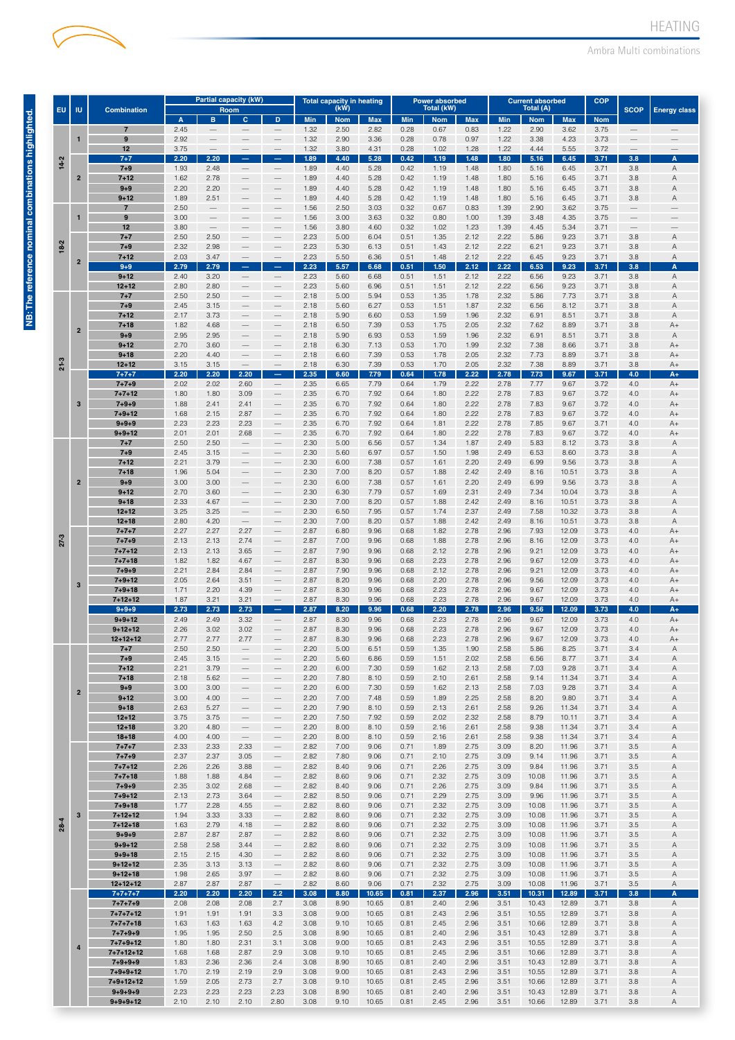# HEATING

Ambra Multi combinations

NB: The reference nominal combinations highlighted.

| EU | IU | Combination | Partial capacity (kW) Room | | | | Total capacity in heating (kW) | | | Power absorbed Total (kW) | | | Current absorbed Total (A) | | | COP | SCOP | Energy class |
|---|---|---|---|---|---|---|---|---|---|---|---|---|---|---|---|---|---|---|
| | | | A | B | C | D | Min | Nom | Max | Min | Nom | Max | Min | Nom | Max | Nom | | |
| 14-2 | 1 | 7 | 2.45 | — | — | — | 1.32 | 2.50 | 2.82 | 0.28 | 0.67 | 0.83 | 1.22 | 2.90 | 3.62 | 3.75 | — | — |
| | | 9 | 2.92 | — | — | — | 1.32 | 2.90 | 3.36 | 0.28 | 0.78 | 0.97 | 1.22 | 3.38 | 4.23 | 3.73 | — | — |
| | | 12 | 3.75 | — | — | — | 1.32 | 3.80 | 4.31 | 0.28 | 1.02 | 1.28 | 1.22 | 4.44 | 5.55 | 3.72 | — | — |
| | 2 | **7+7** | **2.20** | **2.20** | **—** | **—** | **1.89** | **4.40** | **5.28** | **0.42** | **1.19** | **1.48** | **1.80** | **5.16** | **6.45** | **3.71** | **3.8** | **A** |
| | | 7+9 | 1.93 | 2.48 | — | — | 1.89 | 4.40 | 5.28 | 0.42 | 1.19 | 1.48 | 1.80 | 5.16 | 6.45 | 3.71 | 3.8 | A |
| | | 7+12 | 1.62 | 2.78 | — | — | 1.89 | 4.40 | 5.28 | 0.42 | 1.19 | 1.48 | 1.80 | 5.16 | 6.45 | 3.71 | 3.8 | A |
| | | 9+9 | 2.20 | 2.20 | — | — | 1.89 | 4.40 | 5.28 | 0.42 | 1.19 | 1.48 | 1.80 | 5.16 | 6.45 | 3.71 | 3.8 | A |
| | | 9+12 | 1.89 | 2.51 | — | — | 1.89 | 4.40 | 5.28 | 0.42 | 1.19 | 1.48 | 1.80 | 5.16 | 6.45 | 3.71 | 3.8 | A |
| 18-2 | 1 | 7 | 2.50 | — | — | — | 1.56 | 2.50 | 3.03 | 0.32 | 0.67 | 0.83 | 1.39 | 2.90 | 3.62 | 3.75 | — | — |
| | | 9 | 3.00 | — | — | — | 1.56 | 3.00 | 3.63 | 0.32 | 0.80 | 1.00 | 1.39 | 3.48 | 4.35 | 3.75 | — | — |
| | | 12 | 3.80 | — | — | — | 1.56 | 3.80 | 4.60 | 0.32 | 1.02 | 1.23 | 1.39 | 4.45 | 5.34 | 3.71 | — | — |
| | 2 | 7+7 | 2.50 | 2.50 | — | — | 2.23 | 5.00 | 6.04 | 0.51 | 1.35 | 2.12 | 2.22 | 5.86 | 9.23 | 3.71 | 3.8 | A |
| | | 7+9 | 2.32 | 2.98 | — | — | 2.23 | 5.30 | 6.13 | 0.51 | 1.43 | 2.12 | 2.22 | 6.21 | 9.23 | 3.71 | 3.8 | A |
| | | 7+12 | 2.03 | 3.47 | — | — | 2.23 | 5.50 | 6.36 | 0.51 | 1.48 | 2.12 | 2.22 | 6.45 | 9.23 | 3.71 | 3.8 | A |
| | | **9+9** | **2.79** | **2.79** | **—** | **—** | **2.23** | **5.57** | **6.68** | **0.51** | **1.50** | **2.12** | **2.22** | **6.53** | **9.23** | **3.71** | **3.8** | **A** |
| | | 9+12 | 2.40 | 3.20 | — | — | 2.23 | 5.60 | 6.68 | 0.51 | 1.51 | 2.12 | 2.22 | 6.56 | 9.23 | 3.71 | 3.8 | A |
| | | 12+12 | 2.80 | 2.80 | — | — | 2.23 | 5.60 | 6.96 | 0.51 | 1.51 | 2.12 | 2.22 | 6.56 | 9.23 | 3.71 | 3.8 | A |
| 21-3 | 2 | 7+7 | 2.50 | 2.50 | — | — | 2.18 | 5.00 | 5.94 | 0.53 | 1.35 | 1.78 | 2.32 | 5.86 | 7.73 | 3.71 | 3.8 | A |
| | | 7+9 | 2.45 | 3.15 | — | — | 2.18 | 5.60 | 6.27 | 0.53 | 1.51 | 1.87 | 2.32 | 6.56 | 8.12 | 3.71 | 3.8 | A |
| | | 7+12 | 2.17 | 3.73 | — | — | 2.18 | 5.90 | 6.60 | 0.53 | 1.59 | 1.96 | 2.32 | 6.91 | 8.51 | 3.71 | 3.8 | A |
| | | 7+18 | 1.82 | 4.68 | — | — | 2.18 | 6.50 | 7.39 | 0.53 | 1.75 | 2.05 | 2.32 | 7.62 | 8.89 | 3.71 | 3.8 | A+ |
| | | 9+9 | 2.95 | 2.95 | — | — | 2.18 | 5.90 | 6.93 | 0.53 | 1.59 | 1.96 | 2.32 | 6.91 | 8.51 | 3.71 | 3.8 | A |
| | | 9+12 | 2.70 | 3.60 | — | — | 2.18 | 6.30 | 7.13 | 0.53 | 1.70 | 1.99 | 2.32 | 7.38 | 8.66 | 3.71 | 3.8 | A+ |
| | | 9+18 | 2.20 | 4.40 | — | — | 2.18 | 6.60 | 7.39 | 0.53 | 1.78 | 2.05 | 2.32 | 7.73 | 8.89 | 3.71 | 3.8 | A+ |
| | | 12+12 | 3.15 | 3.15 | — | — | 2.18 | 6.30 | 7.39 | 0.53 | 1.70 | 2.05 | 2.32 | 7.38 | 8.89 | 3.71 | 3.8 | A+ |
| | 3 | **7+7+7** | **2.20** | **2.20** | **2.20** | **—** | **2.35** | **6.60** | **7.79** | **0.64** | **1.78** | **2.22** | **2.78** | **7.73** | **9.67** | **3.71** | **4.0** | **A+** |
| | | 7+7+9 | 2.02 | 2.02 | 2.60 | — | 2.35 | 6.65 | 7.79 | 0.64 | 1.79 | 2.22 | 2.78 | 7.77 | 9.67 | 3.72 | 4.0 | A+ |
| | | 7+7+12 | 1.80 | 1.80 | 3.09 | — | 2.35 | 6.70 | 7.92 | 0.64 | 1.80 | 2.22 | 2.78 | 7.83 | 9.67 | 3.72 | 4.0 | A+ |
| | | 7+9+9 | 1.88 | 2.41 | 2.41 | — | 2.35 | 6.70 | 7.92 | 0.64 | 1.80 | 2.22 | 2.78 | 7.83 | 9.67 | 3.72 | 4.0 | A+ |
| | | 7+9+12 | 1.68 | 2.15 | 2.87 | — | 2.35 | 6.70 | 7.92 | 0.64 | 1.80 | 2.22 | 2.78 | 7.83 | 9.67 | 3.72 | 4.0 | A+ |
| | | 9+9+9 | 2.23 | 2.23 | 2.23 | — | 2.35 | 6.70 | 7.92 | 0.64 | 1.81 | 2.22 | 2.78 | 7.85 | 9.67 | 3.71 | 4.0 | A+ |
| | | 9+9+12 | 2.01 | 2.01 | 2.68 | — | 2.35 | 6.70 | 7.92 | 0.64 | 1.80 | 2.22 | 2.78 | 7.83 | 9.67 | 3.72 | 4.0 | A+ |
| 27-3 | 2 | 7+7 | 2.50 | 2.50 | — | — | 2.30 | 5.00 | 6.56 | 0.57 | 1.34 | 1.87 | 2.49 | 5.83 | 8.12 | 3.73 | 3.8 | A |
| | | 7+9 | 2.45 | 3.15 | — | — | 2.30 | 5.60 | 6.97 | 0.57 | 1.50 | 1.98 | 2.49 | 6.53 | 8.60 | 3.73 | 3.8 | A |
| | | 7+12 | 2.21 | 3.79 | — | — | 2.30 | 6.00 | 7.38 | 0.57 | 1.61 | 2.20 | 2.49 | 6.99 | 9.56 | 3.73 | 3.8 | A |
| | | 7+18 | 1.96 | 5.04 | — | — | 2.30 | 7.00 | 8.20 | 0.57 | 1.88 | 2.42 | 2.49 | 8.16 | 10.51 | 3.73 | 3.8 | A |
| | | 9+9 | 3.00 | 3.00 | — | — | 2.30 | 6.00 | 7.38 | 0.57 | 1.61 | 2.20 | 2.49 | 6.99 | 9.56 | 3.73 | 3.8 | A |
| | | 9+12 | 2.70 | 3.60 | — | — | 2.30 | 6.30 | 7.79 | 0.57 | 1.69 | 2.31 | 2.49 | 7.34 | 10.04 | 3.73 | 3.8 | A |
| | | 9+18 | 2.33 | 4.67 | — | — | 2.30 | 7.00 | 8.20 | 0.57 | 1.88 | 2.42 | 2.49 | 8.16 | 10.51 | 3.73 | 3.8 | A |
| | | 12+12 | 3.25 | 3.25 | — | — | 2.30 | 6.50 | 7.95 | 0.57 | 1.74 | 2.37 | 2.49 | 7.58 | 10.32 | 3.73 | 3.8 | A |
| | | 12+18 | 2.80 | 4.20 | — | — | 2.30 | 7.00 | 8.20 | 0.57 | 1.88 | 2.42 | 2.49 | 8.16 | 10.51 | 3.73 | 3.8 | A |
| | 3 | 7+7+7 | 2.27 | 2.27 | 2.27 | — | 2.87 | 6.80 | 9.96 | 0.68 | 1.82 | 2.78 | 2.96 | 7.93 | 12.09 | 3.73 | 4.0 | A+ |
| | | 7+7+9 | 2.13 | 2.13 | 2.74 | — | 2.87 | 7.00 | 9.96 | 0.68 | 1.88 | 2.78 | 2.96 | 8.16 | 12.09 | 3.73 | 4.0 | A+ |
| | | 7+7+12 | 2.13 | 2.13 | 3.65 | — | 2.87 | 7.90 | 9.96 | 0.68 | 2.12 | 2.78 | 2.96 | 9.21 | 12.09 | 3.73 | 4.0 | A+ |
| | | 7+7+18 | 1.82 | 1.82 | 4.67 | — | 2.87 | 8.30 | 9.96 | 0.68 | 2.23 | 2.78 | 2.96 | 9.67 | 12.09 | 3.73 | 4.0 | A+ |
| | | 7+9+9 | 2.21 | 2.84 | 2.84 | — | 2.87 | 7.90 | 9.96 | 0.68 | 2.12 | 2.78 | 2.96 | 9.21 | 12.09 | 3.73 | 4.0 | A+ |
| | | 7+9+12 | 2.05 | 2.64 | 3.51 | — | 2.87 | 8.20 | 9.96 | 0.68 | 2.20 | 2.78 | 2.96 | 9.56 | 12.09 | 3.73 | 4.0 | A+ |
| | | 7+9+18 | 1.71 | 2.20 | 4.39 | — | 2.87 | 8.30 | 9.96 | 0.68 | 2.23 | 2.78 | 2.96 | 9.67 | 12.09 | 3.73 | 4.0 | A+ |
| | | 7+12+12 | 1.87 | 3.21 | 3.21 | — | 2.87 | 8.30 | 9.96 | 0.68 | 2.23 | 2.78 | 2.96 | 9.67 | 12.09 | 3.73 | 4.0 | A+ |
| | | **9+9+9** | **2.73** | **2.73** | **2.73** | **—** | **2.87** | **8.20** | **9.96** | **0.68** | **2.20** | **2.78** | **2.96** | **9.56** | **12.09** | **3.73** | **4.0** | **A+** |
| | | 9+9+12 | 2.49 | 2.49 | 3.32 | — | 2.87 | 8.30 | 9.96 | 0.68 | 2.23 | 2.78 | 2.96 | 9.67 | 12.09 | 3.73 | 4.0 | A+ |
| | | 9+12+12 | 2.26 | 3.02 | 3.02 | — | 2.87 | 8.30 | 9.96 | 0.68 | 2.23 | 2.78 | 2.96 | 9.67 | 12.09 | 3.73 | 4.0 | A+ |
| | | 12+12+12 | 2.77 | 2.77 | 2.77 | — | 2.87 | 8.30 | 9.96 | 0.68 | 2.23 | 2.78 | 2.96 | 9.67 | 12.09 | 3.73 | 4.0 | A+ |
| 28-4 | 2 | 7+7 | 2.50 | 2.50 | — | — | 2.20 | 5.00 | 6.51 | 0.59 | 1.35 | 1.90 | 2.58 | 5.86 | 8.25 | 3.71 | 3.4 | A |
| | | 7+9 | 2.45 | 3.15 | — | — | 2.20 | 5.60 | 6.86 | 0.59 | 1.51 | 2.02 | 2.58 | 6.56 | 8.77 | 3.71 | 3.4 | A |
| | | 7+12 | 2.21 | 3.79 | — | — | 2.20 | 6.00 | 7.30 | 0.59 | 1.62 | 2.13 | 2.58 | 7.03 | 9.28 | 3.71 | 3.4 | A |
| | | 7+18 | 2.18 | 5.62 | — | — | 2.20 | 7.80 | 8.10 | 0.59 | 2.10 | 2.61 | 2.58 | 9.14 | 11.34 | 3.71 | 3.4 | A |
| | | 9+9 | 3.00 | 3.00 | — | — | 2.20 | 6.00 | 7.30 | 0.59 | 1.62 | 2.13 | 2.58 | 7.03 | 9.28 | 3.71 | 3.4 | A |
| | | 9+12 | 3.00 | 4.00 | — | — | 2.20 | 7.00 | 7.48 | 0.59 | 1.89 | 2.25 | 2.58 | 8.20 | 9.80 | 3.71 | 3.4 | A |
| | | 9+18 | 2.63 | 5.27 | — | — | 2.20 | 7.90 | 8.10 | 0.59 | 2.13 | 2.61 | 2.58 | 9.26 | 11.34 | 3.71 | 3.4 | A |
| | | 12+12 | 3.75 | 3.75 | — | — | 2.20 | 7.50 | 7.92 | 0.59 | 2.02 | 2.32 | 2.58 | 8.79 | 10.11 | 3.71 | 3.4 | A |
| | | 12+18 | 3.20 | 4.80 | — | — | 2.20 | 8.00 | 8.10 | 0.59 | 2.16 | 2.61 | 2.58 | 9.38 | 11.34 | 3.71 | 3.4 | A |
| | | 18+18 | 4.00 | 4.00 | — | — | 2.20 | 8.00 | 8.10 | 0.59 | 2.16 | 2.61 | 2.58 | 9.38 | 11.34 | 3.71 | 3.4 | A |
| | 3 | 7+7+7 | 2.33 | 2.33 | 2.33 | — | 2.82 | 7.00 | 9.06 | 0.71 | 1.89 | 2.75 | 3.09 | 8.20 | 11.96 | 3.71 | 3.5 | A |
| | | 7+7+9 | 2.37 | 2.37 | 3.05 | — | 2.82 | 7.80 | 9.06 | 0.71 | 2.10 | 2.75 | 3.09 | 9.14 | 11.96 | 3.71 | 3.5 | A |
| | | 7+7+12 | 2.26 | 2.26 | 3.88 | — | 2.82 | 8.40 | 9.06 | 0.71 | 2.26 | 2.75 | 3.09 | 9.84 | 11.96 | 3.71 | 3.5 | A |
| | | 7+7+18 | 1.88 | 1.88 | 4.84 | — | 2.82 | 8.60 | 9.06 | 0.71 | 2.32 | 2.75 | 3.09 | 10.08 | 11.96 | 3.71 | 3.5 | A |
| | | 7+9+9 | 2.35 | 3.02 | 2.68 | — | 2.82 | 8.40 | 9.06 | 0.71 | 2.26 | 2.75 | 3.09 | 9.84 | 11.96 | 3.71 | 3.5 | A |
| | | 7+9+12 | 2.13 | 2.73 | 3.64 | — | 2.82 | 8.50 | 9.06 | 0.71 | 2.29 | 2.75 | 3.09 | 9.96 | 11.96 | 3.71 | 3.5 | A |
| | | 7+9+18 | 1.77 | 2.28 | 4.55 | — | 2.82 | 8.60 | 9.06 | 0.71 | 2.32 | 2.75 | 3.09 | 10.08 | 11.96 | 3.71 | 3.5 | A |
| | | 7+12+12 | 1.94 | 3.33 | 3.33 | — | 2.82 | 8.60 | 9.06 | 0.71 | 2.32 | 2.75 | 3.09 | 10.08 | 11.96 | 3.71 | 3.5 | A |
| | | 7+12+18 | 1.63 | 2.79 | 4.18 | — | 2.82 | 8.60 | 9.06 | 0.71 | 2.32 | 2.75 | 3.09 | 10.08 | 11.96 | 3.71 | 3.5 | A |
| | | 9+9+9 | 2.87 | 2.87 | 2.87 | — | 2.82 | 8.60 | 9.06 | 0.71 | 2.32 | 2.75 | 3.09 | 10.08 | 11.96 | 3.71 | 3.5 | A |
| | | 9+9+12 | 2.58 | 2.58 | 3.44 | — | 2.82 | 8.60 | 9.06 | 0.71 | 2.32 | 2.75 | 3.09 | 10.08 | 11.96 | 3.71 | 3.5 | A |
| | | 9+9+18 | 2.15 | 2.15 | 4.30 | — | 2.82 | 8.60 | 9.06 | 0.71 | 2.32 | 2.75 | 3.09 | 10.08 | 11.96 | 3.71 | 3.5 | A |
| | | 9+12+12 | 2.35 | 3.13 | 3.13 | — | 2.82 | 8.60 | 9.06 | 0.71 | 2.32 | 2.75 | 3.09 | 10.08 | 11.96 | 3.71 | 3.5 | A |
| | | 9+12+18 | 1.98 | 2.65 | 3.97 | — | 2.82 | 8.60 | 9.06 | 0.71 | 2.32 | 2.75 | 3.09 | 10.08 | 11.96 | 3.71 | 3.5 | A |
| | | 12+12+12 | 2.87 | 2.87 | 2.87 | — | 2.82 | 8.60 | 9.06 | 0.71 | 2.32 | 2.75 | 3.09 | 10.08 | 11.96 | 3.71 | 3.5 | A |
| | 4 | **7+7+7+7** | **2.20** | **2.20** | **2.20** | **2.2** | **3.08** | **8.80** | **10.65** | **0.81** | **2.37** | **2.96** | **3.51** | **10.31** | **12.89** | **3.71** | **3.8** | **A** |
| | | 7+7+7+9 | 2.08 | 2.08 | 2.08 | 2.7 | 3.08 | 8.90 | 10.65 | 0.81 | 2.40 | 2.96 | 3.51 | 10.43 | 12.89 | 3.71 | 3.8 | A |
| | | 7+7+7+12 | 1.91 | 1.91 | 1.91 | 3.3 | 3.08 | 9.00 | 10.65 | 0.81 | 2.43 | 2.96 | 3.51 | 10.55 | 12.89 | 3.71 | 3.8 | A |
| | | 7+7+7+18 | 1.63 | 1.63 | 1.63 | 4.2 | 3.08 | 9.10 | 10.65 | 0.81 | 2.45 | 2.96 | 3.51 | 10.66 | 12.89 | 3.71 | 3.8 | A |
| | | 7+7+9+9 | 1.95 | 1.95 | 2.50 | 2.5 | 3.08 | 8.90 | 10.65 | 0.81 | 2.40 | 2.96 | 3.51 | 10.43 | 12.89 | 3.71 | 3.8 | A |
| | | 7+7+9+12 | 1.80 | 1.80 | 2.31 | 3.1 | 3.08 | 9.00 | 10.65 | 0.81 | 2.43 | 2.96 | 3.51 | 10.55 | 12.89 | 3.71 | 3.8 | A |
| | | 7+7+12+12 | 1.68 | 1.68 | 2.87 | 2.9 | 3.08 | 9.10 | 10.65 | 0.81 | 2.45 | 2.96 | 3.51 | 10.66 | 12.89 | 3.71 | 3.8 | A |
| | | 7+9+9+9 | 1.83 | 2.36 | 2.36 | 2.4 | 3.08 | 8.90 | 10.65 | 0.81 | 2.40 | 2.96 | 3.51 | 10.43 | 12.89 | 3.71 | 3.8 | A |
| | | 7+9+9+12 | 1.70 | 2.19 | 2.19 | 2.9 | 3.08 | 9.00 | 10.65 | 0.81 | 2.43 | 2.96 | 3.51 | 10.55 | 12.89 | 3.71 | 3.8 | A |
| | | 7+9+12+12 | 1.59 | 2.05 | 2.73 | 2.7 | 3.08 | 9.10 | 10.65 | 0.81 | 2.45 | 2.96 | 3.51 | 10.66 | 12.89 | 3.71 | 3.8 | A |
| | | 9+9+9+9 | 2.23 | 2.23 | 2.23 | 2.23 | 3.08 | 8.90 | 10.65 | 0.81 | 2.40 | 2.96 | 3.51 | 10.43 | 12.89 | 3.71 | 3.8 | A |
| | | 9+9+9+12 | 2.10 | 2.10 | 2.10 | 2.80 | 3.08 | 9.10 | 10.65 | 0.81 | 2.45 | 2.96 | 3.51 | 10.66 | 12.89 | 3.71 | 3.8 | A |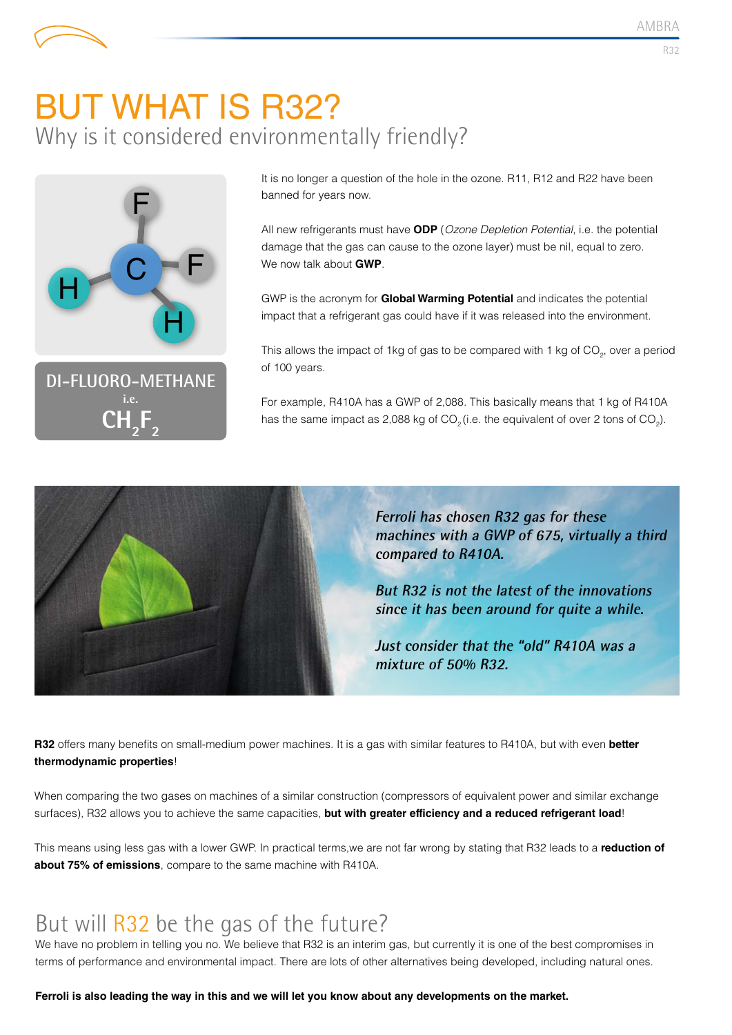# BUT WHAT IS R32?

## Why is it considered environmentally friendly?

DI-FLUORO-METHANE
i.e.
$CH_2F_2$

It is no longer a question of the hole in the ozone. R11, R12 and R22 have been banned for years now.

All new refrigerants must have **ODP** (*Ozone Depletion Potential*, i.e. the potential damage that the gas can cause to the ozone layer) must be nil, equal to zero. We now talk about **GWP**.

GWP is the acronym for **Global Warming Potential** and indicates the potential impact that a refrigerant gas could have if it was released into the environment.

This allows the impact of 1kg of gas to be compared with 1 kg of $CO_2$, over a period of 100 years.

For example, R410A has a GWP of 2,088. This basically means that 1 kg of R410A has the same impact as 2,088 kg of $CO_2$ (i.e. the equivalent of over 2 tons of $CO_2$).

*Ferroli has chosen R32 gas for these machines with a GWP of 675, virtually a third compared to R410A.*

*But R32 is not the latest of the innovations since it has been around for quite a while.*

*Just consider that the "old" R410A was a mixture of 50% R32.*

**R32** offers many benefits on small-medium power machines. It is a gas with similar features to R410A, but with even **better thermodynamic properties**!

When comparing the two gases on machines of a similar construction (compressors of equivalent power and similar exchange surfaces), R32 allows you to achieve the same capacities, **but with greater efficiency and a reduced refrigerant load**!

This means using less gas with a lower GWP. In practical terms,we are not far wrong by stating that R32 leads to a **reduction of about 75% of emissions**, compare to the same machine with R410A.

## But will R32 be the gas of the future?

We have no problem in telling you no. We believe that R32 is an interim gas, but currently it is one of the best compromises in terms of performance and environmental impact. There are lots of other alternatives being developed, including natural ones.

**Ferroli is also leading the way in this and we will let you know about any developments on the market.**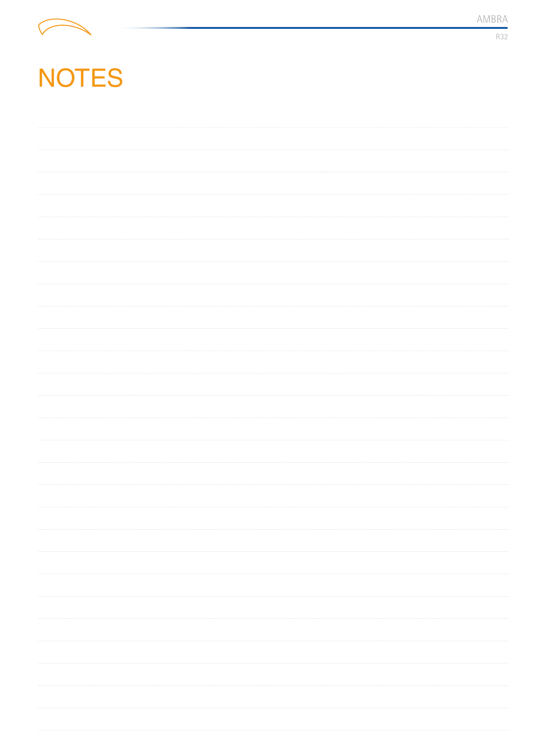# NOTES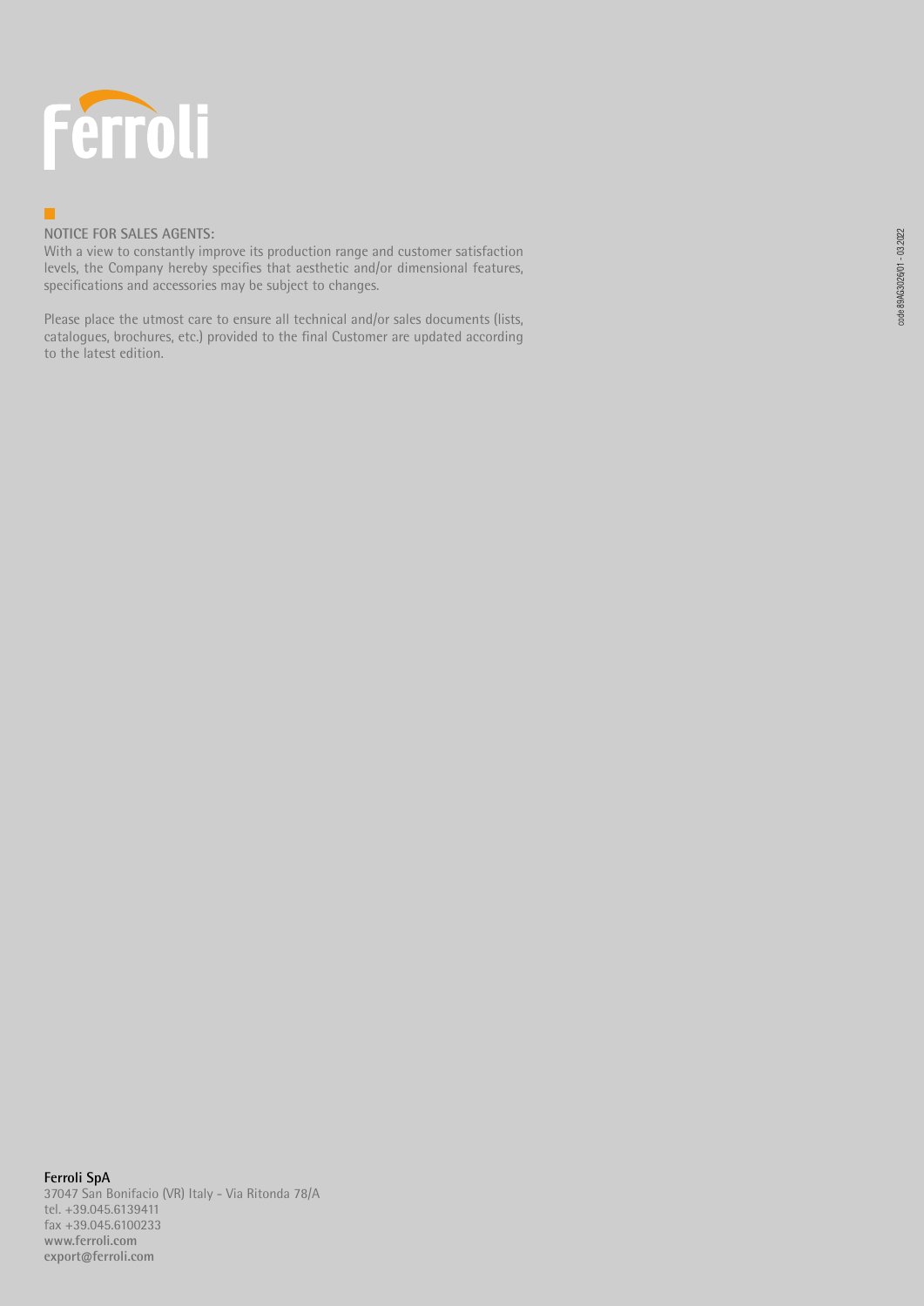Ferroli

**NOTICE FOR SALES AGENTS:**

With a view to constantly improve its production range and customer satisfaction levels, the Company hereby specifies that aesthetic and/or dimensional features, specifications and accessories may be subject to changes.

Please place the utmost care to ensure all technical and/or sales documents (lists, catalogues, brochures, etc.) provided to the final Customer are updated according to the latest edition.

code 89AG3026/01 - 03.2022

**Ferroli SpA**
37047 San Bonifacio (VR) Italy - Via Ritonda 78/A
tel. +39.045.6139411
fax +39.045.6100233
**www.ferroli.com**
**export@ferroli.com**